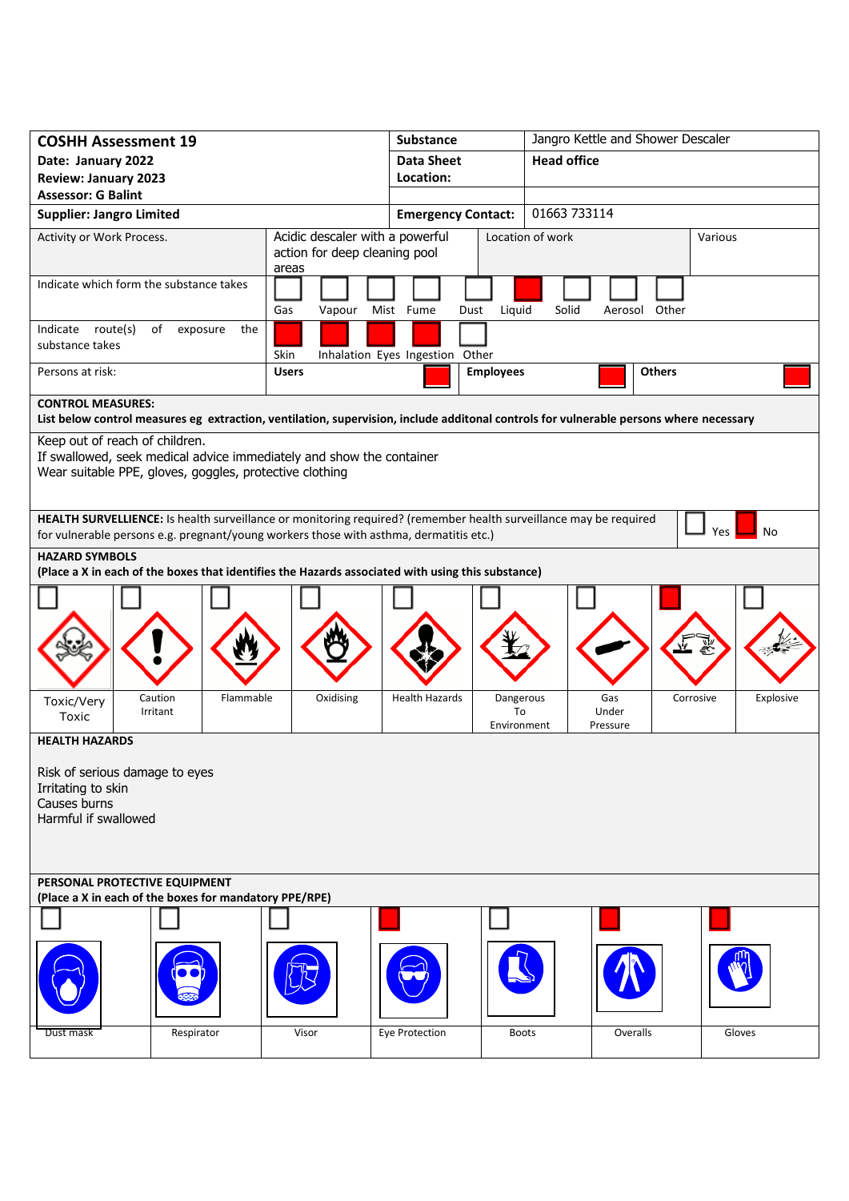# COSHH Assessment 19

| | | | |
|---|---|---|---|
| **COSHH Assessment 19** | | **Substance** | Jangro Kettle and Shower Descaler |
| **Date: January 2022** | | **Data Sheet Location:** | **Head office** |
| **Review: January 2023** | | | |
| **Assessor: G Balint** | | | |
| **Supplier: Jangro Limited** | | **Emergency Contact:** | 01663 733114 |

| | | | |
|---|---|---|---|
| Activity or Work Process. | Acidic descaler with a powerful action for deep cleaning pool areas | Location of work | Various |

**Indicate which form the substance takes**

| Gas | Vapour | Mist | Fume | Dust | Liquid | Solid | Aerosol | Other |
|---|---|---|---|---|---|---|---|---|
| | | | | | X | | | |

**Indicate route(s) of exposure the substance takes**

| Skin | Inhalation | Eyes | Ingestion | Other |
|---|---|---|---|---|
| X | X | X | X | |

**Persons at risk:**

| Users | Employees | Others |
|---|---|---|
| X | X | X |

**CONTROL MEASURES:**
**List below control measures eg extraction, ventilation, supervision, include additonal controls for vulnerable persons where necessary**

Keep out of reach of children.
If swallowed, seek medical advice immediately and show the container
Wear suitable PPE, gloves, goggles, protective clothing

**HEALTH SURVELLIENCE:** Is health surveillance or monitoring required? (remember health surveillance may be required for vulnerable persons e.g. pregnant/young workers those with asthma, dermatitis etc.)

| Yes | No |
|---|---|
| | X |

**HAZARD SYMBOLS**
**(Place a X in each of the boxes that identifies the Hazards associated with using this substance)**

| Toxic/Very Toxic | Caution Irritant | Flammable | Oxidising | Health Hazards | Dangerous To Environment | Gas Under Pressure | Corrosive | Explosive |
|---|---|---|---|---|---|---|---|---|
| | | | | | | | X | |

**HEALTH HAZARDS**

Risk of serious damage to eyes
Irritating to skin
Causes burns
Harmful if swallowed

**PERSONAL PROTECTIVE EQUIPMENT**
**(Place a X in each of the boxes for mandatory PPE/RPE)**

| Dust mask | Respirator | Visor | Eye Protection | Boots | Overalls | Gloves |
|---|---|---|---|---|---|---|
| | | | X | | X | X |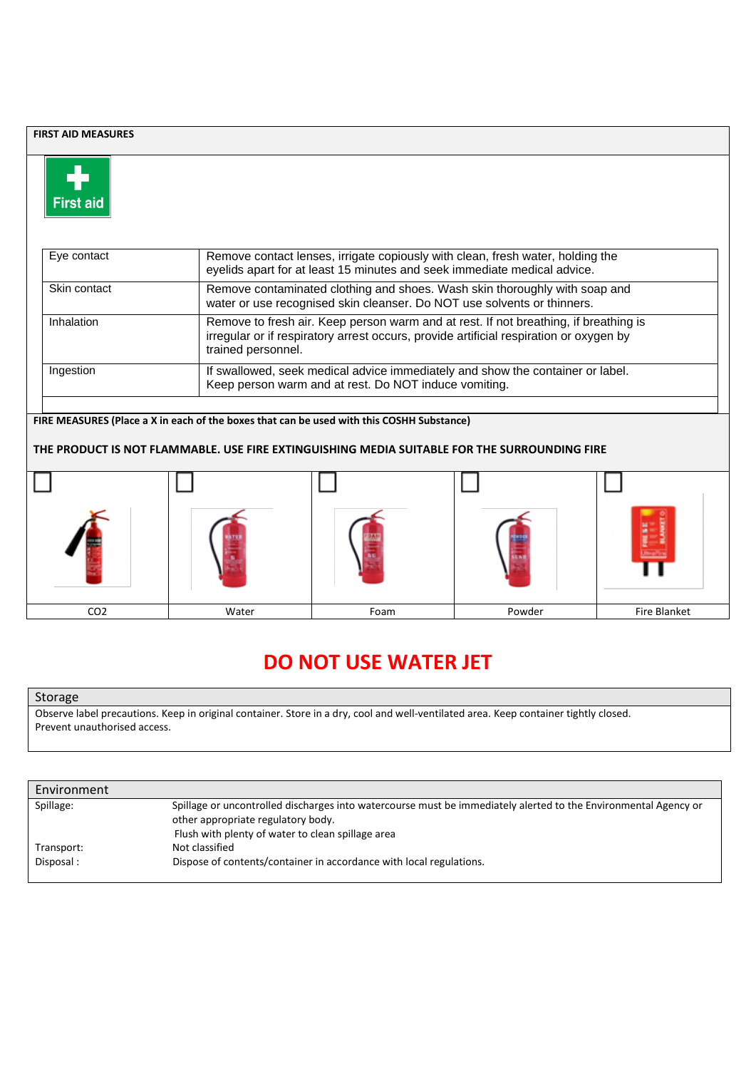## FIRST AID MEASURES

First aid

| | |
|---|---|
| Eye contact | Remove contact lenses, irrigate copiously with clean, fresh water, holding the eyelids apart for at least 15 minutes and seek immediate medical advice. |
| Skin contact | Remove contaminated clothing and shoes. Wash skin thoroughly with soap and water or use recognised skin cleanser. Do NOT use solvents or thinners. |
| Inhalation | Remove to fresh air. Keep person warm and at rest. If not breathing, if breathing is irregular or if respiratory arrest occurs, provide artificial respiration or oxygen by trained personnel. |
| Ingestion | If swallowed, seek medical advice immediately and show the container or label. Keep person warm and at rest. Do NOT induce vomiting. |

## FIRE MEASURES (Place a X in each of the boxes that can be used with this COSHH Substance)

**THE PRODUCT IS NOT FLAMMABLE. USE FIRE EXTINGUISHING MEDIA SUITABLE FOR THE SURROUNDING FIRE**

| ☐ | ☐ | ☐ | ☐ | ☐ |
|---|---|---|---|---|
| $CO_2$ | Water | Foam | Powder | Fire Blanket |

# DO NOT USE WATER JET

| Storage |
|---|
| Observe label precautions. Keep in original container. Store in a dry, cool and well-ventilated area. Keep container tightly closed. Prevent unauthorised access. |

| Environment | |
|---|---|
| Spillage: | Spillage or uncontrolled discharges into watercourse must be immediately alerted to the Environmental Agency or other appropriate regulatory body. Flush with plenty of water to clean spillage area |
| Transport: | Not classified |
| Disposal : | Dispose of contents/container in accordance with local regulations. |